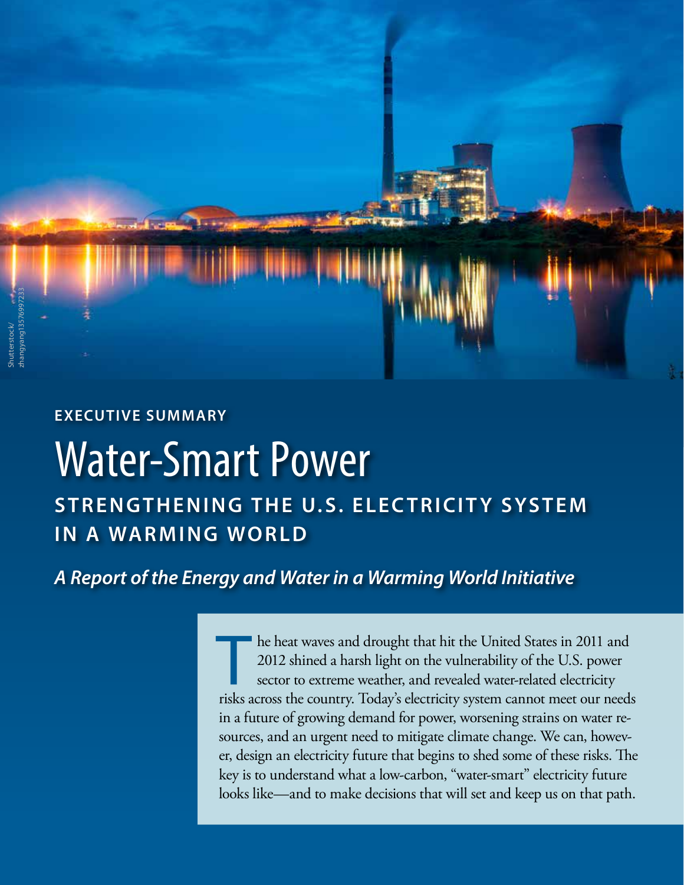Shutterstock/zhangyang13576997233

**EXECUTIVE SUMMARY**

# Water-Smart Power

## STRENGTHENING THE U.S. ELECTRICITY SYSTEM IN A WARMING WORLD

***A Report of the Energy and Water in a Warming World Initiative***

The heat waves and drought that hit the United States in 2011 and 2012 shined a harsh light on the vulnerability of the U.S. power sector to extreme weather, and revealed water-related electricity risks across the country. Today's electricity system cannot meet our needs in a future of growing demand for power, worsening strains on water resources, and an urgent need to mitigate climate change. We can, however, design an electricity future that begins to shed some of these risks. The key is to understand what a low-carbon, "water-smart" electricity future looks like—and to make decisions that will set and keep us on that path.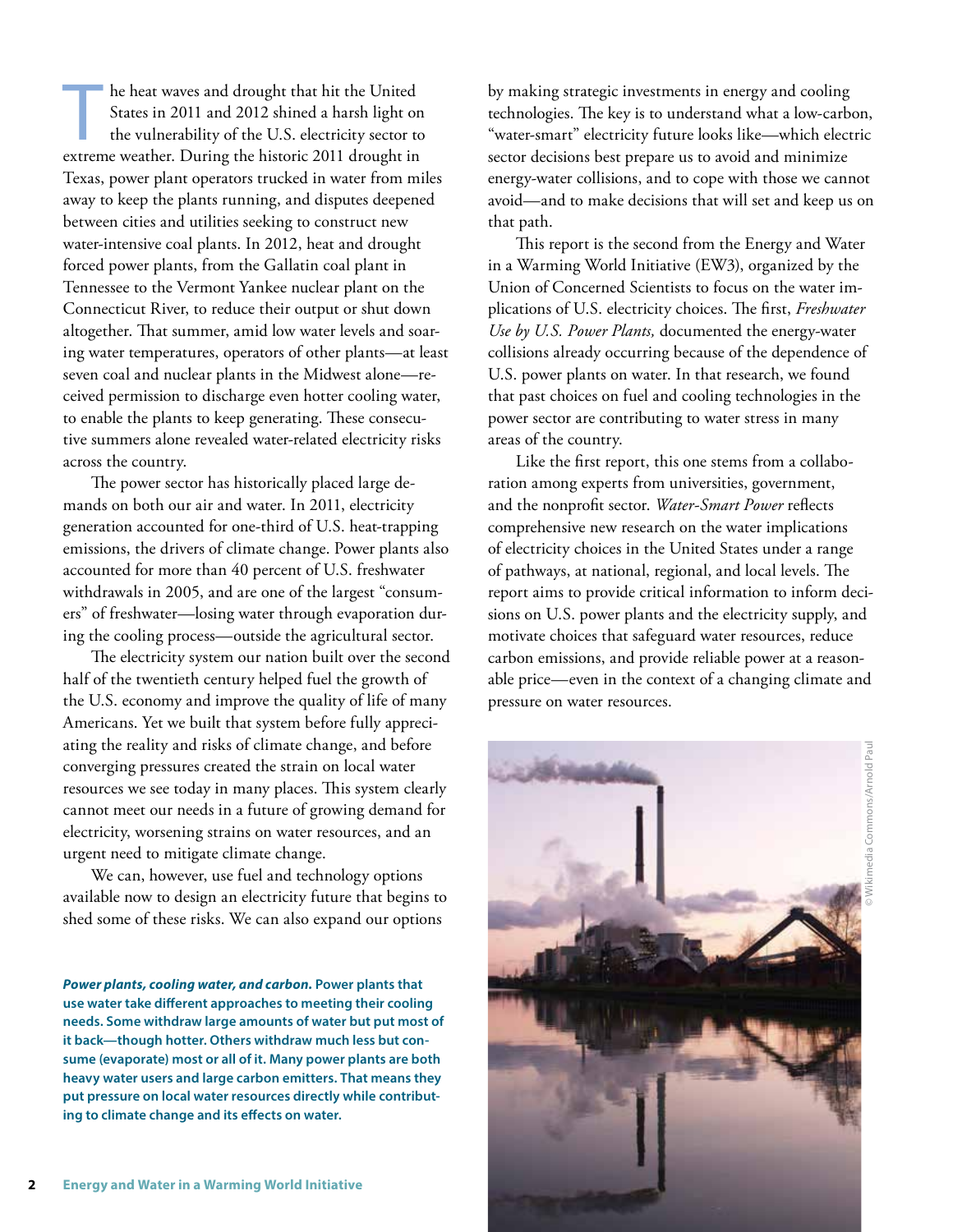The heat waves and drought that hit the United States in 2011 and 2012 shined a harsh light on the vulnerability of the U.S. electricity sector to extreme weather. During the historic 2011 drought in Texas, power plant operators trucked in water from miles away to keep the plants running, and disputes deepened between cities and utilities seeking to construct new water-intensive coal plants. In 2012, heat and drought forced power plants, from the Gallatin coal plant in Tennessee to the Vermont Yankee nuclear plant on the Connecticut River, to reduce their output or shut down altogether. That summer, amid low water levels and soaring water temperatures, operators of other plants—at least seven coal and nuclear plants in the Midwest alone—received permission to discharge even hotter cooling water, to enable the plants to keep generating. These consecutive summers alone revealed water-related electricity risks across the country.

The power sector has historically placed large demands on both our air and water. In 2011, electricity generation accounted for one-third of U.S. heat-trapping emissions, the drivers of climate change. Power plants also accounted for more than 40 percent of U.S. freshwater withdrawals in 2005, and are one of the largest "consumers" of freshwater—losing water through evaporation during the cooling process—outside the agricultural sector.

The electricity system our nation built over the second half of the twentieth century helped fuel the growth of the U.S. economy and improve the quality of life of many Americans. Yet we built that system before fully appreciating the reality and risks of climate change, and before converging pressures created the strain on local water resources we see today in many places. This system clearly cannot meet our needs in a future of growing demand for electricity, worsening strains on water resources, and an urgent need to mitigate climate change.

We can, however, use fuel and technology options available now to design an electricity future that begins to shed some of these risks. We can also expand our options by making strategic investments in energy and cooling technologies. The key is to understand what a low-carbon, "water-smart" electricity future looks like—which electric sector decisions best prepare us to avoid and minimize energy-water collisions, and to cope with those we cannot avoid—and to make decisions that will set and keep us on that path.

This report is the second from the Energy and Water in a Warming World Initiative (EW3), organized by the Union of Concerned Scientists to focus on the water implications of U.S. electricity choices. The first, *Freshwater Use by U.S. Power Plants,* documented the energy-water collisions already occurring because of the dependence of U.S. power plants on water. In that research, we found that past choices on fuel and cooling technologies in the power sector are contributing to water stress in many areas of the country.

Like the first report, this one stems from a collaboration among experts from universities, government, and the nonprofit sector. *Water-Smart Power* reflects comprehensive new research on the water implications of electricity choices in the United States under a range of pathways, at national, regional, and local levels. The report aims to provide critical information to inform decisions on U.S. power plants and the electricity supply, and motivate choices that safeguard water resources, reduce carbon emissions, and provide reliable power at a reasonable price—even in the context of a changing climate and pressure on water resources.

***Power plants, cooling water, and carbon.*** **Power plants that use water take different approaches to meeting their cooling needs. Some withdraw large amounts of water but put most of it back—though hotter. Others withdraw much less but consume (evaporate) most or all of it. Many power plants are both heavy water users and large carbon emitters. That means they put pressure on local water resources directly while contributing to climate change and its effects on water.**

© Wikimedia Commons/Arnold Paul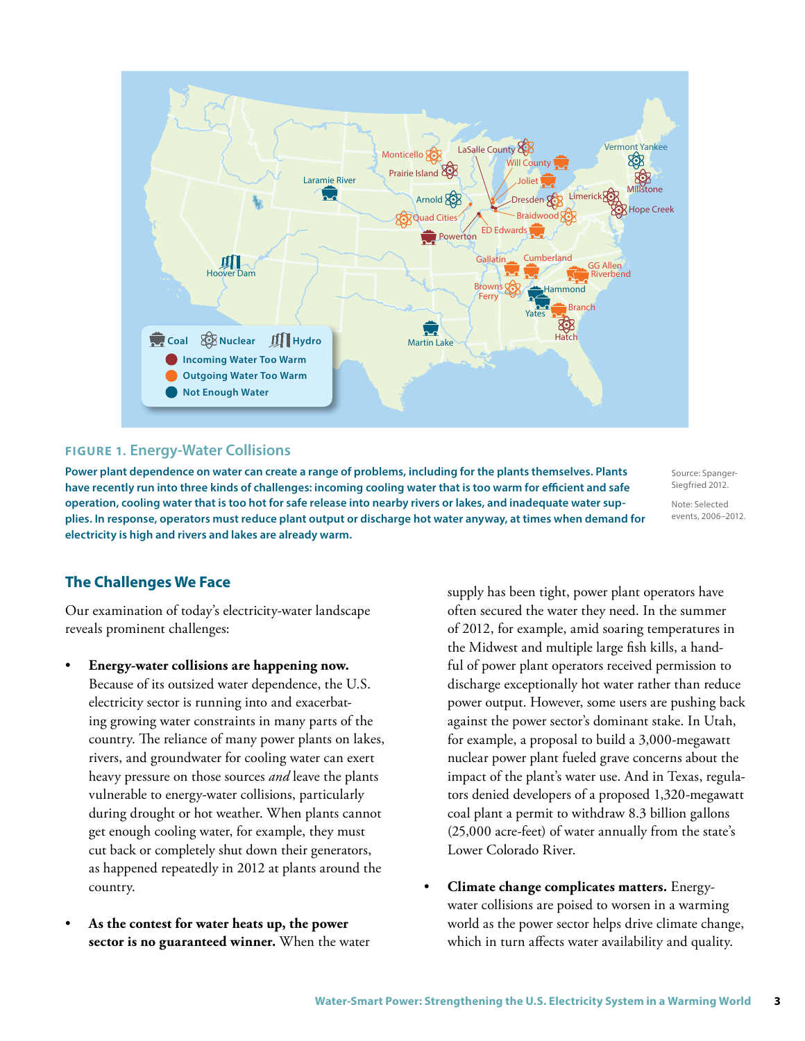**FIGURE 1. Energy-Water Collisions**

**Power plant dependence on water can create a range of problems, including for the plants themselves. Plants have recently run into three kinds of challenges: incoming cooling water that is too warm for efficient and safe operation, cooling water that is too hot for safe release into nearby rivers or lakes, and inadequate water supplies. In response, operators must reduce plant output or discharge hot water anyway, at times when demand for electricity is high and rivers and lakes are already warm.**

Source: Spanger-Siegfried 2012.

Note: Selected events, 2006–2012.

## The Challenges We Face

Our examination of today's electricity-water landscape reveals prominent challenges:

- **Energy-water collisions are happening now.** Because of its outsized water dependence, the U.S. electricity sector is running into and exacerbating growing water constraints in many parts of the country. The reliance of many power plants on lakes, rivers, and groundwater for cooling water can exert heavy pressure on those sources *and* leave the plants vulnerable to energy-water collisions, particularly during drought or hot weather. When plants cannot get enough cooling water, for example, they must cut back or completely shut down their generators, as happened repeatedly in 2012 at plants around the country.

- **As the contest for water heats up, the power sector is no guaranteed winner.** When the water supply has been tight, power plant operators have often secured the water they need. In the summer of 2012, for example, amid soaring temperatures in the Midwest and multiple large fish kills, a handful of power plant operators received permission to discharge exceptionally hot water rather than reduce power output. However, some users are pushing back against the power sector's dominant stake. In Utah, for example, a proposal to build a 3,000-megawatt nuclear power plant fueled grave concerns about the impact of the plant's water use. And in Texas, regulators denied developers of a proposed 1,320-megawatt coal plant a permit to withdraw 8.3 billion gallons (25,000 acre-feet) of water annually from the state's Lower Colorado River.

- **Climate change complicates matters.** Energy-water collisions are poised to worsen in a warming world as the power sector helps drive climate change, which in turn affects water availability and quality.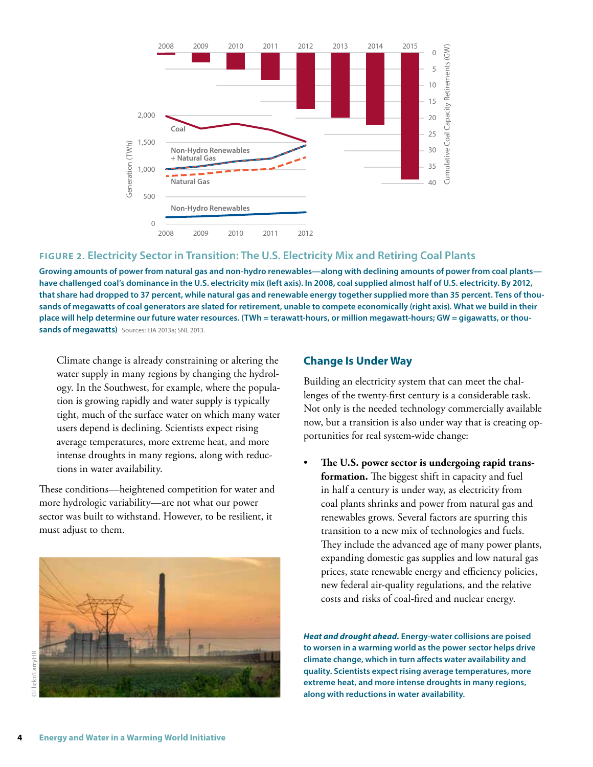**FIGURE 2. Electricity Sector in Transition: The U.S. Electricity Mix and Retiring Coal Plants**

**Growing amounts of power from natural gas and non-hydro renewables—along with declining amounts of power from coal plants—have challenged coal's dominance in the U.S. electricity mix (left axis). In 2008, coal supplied almost half of U.S. electricity. By 2012, that share had dropped to 37 percent, while natural gas and renewable energy together supplied more than 35 percent. Tens of thousands of megawatts of coal generators are slated for retirement, unable to compete economically (right axis). What we build in their place will help determine our future water resources. (TWh = terawatt-hours, or million megawatt-hours; GW = gigawatts, or thousands of megawatts)** Sources: EIA 2013a; SNL 2013.

Climate change is already constraining or altering the water supply in many regions by changing the hydrology. In the Southwest, for example, where the population is growing rapidly and water supply is typically tight, much of the surface water on which many water users depend is declining. Scientists expect rising average temperatures, more extreme heat, and more intense droughts in many regions, along with reductions in water availability.

These conditions—heightened competition for water and more hydrologic variability—are not what our power sector was built to withstand. However, to be resilient, it must adjust to them.

## Change Is Under Way

Building an electricity system that can meet the challenges of the twenty-first century is a considerable task. Not only is the needed technology commercially available now, but a transition is also under way that is creating opportunities for real system-wide change:

- **The U.S. power sector is undergoing rapid transformation.** The biggest shift in capacity and fuel in half a century is under way, as electricity from coal plants shrinks and power from natural gas and renewables grows. Several factors are spurring this transition to a new mix of technologies and fuels. They include the advanced age of many power plants, expanding domestic gas supplies and low natural gas prices, state renewable energy and efficiency policies, new federal air-quality regulations, and the relative costs and risks of coal-fired and nuclear energy.

***Heat and drought ahead.*** **Energy-water collisions are poised to worsen in a warming world as the power sector helps drive climate change, which in turn affects water availability and quality. Scientists expect rising average temperatures, more extreme heat, and more intense droughts in many regions, along with reductions in water availability.**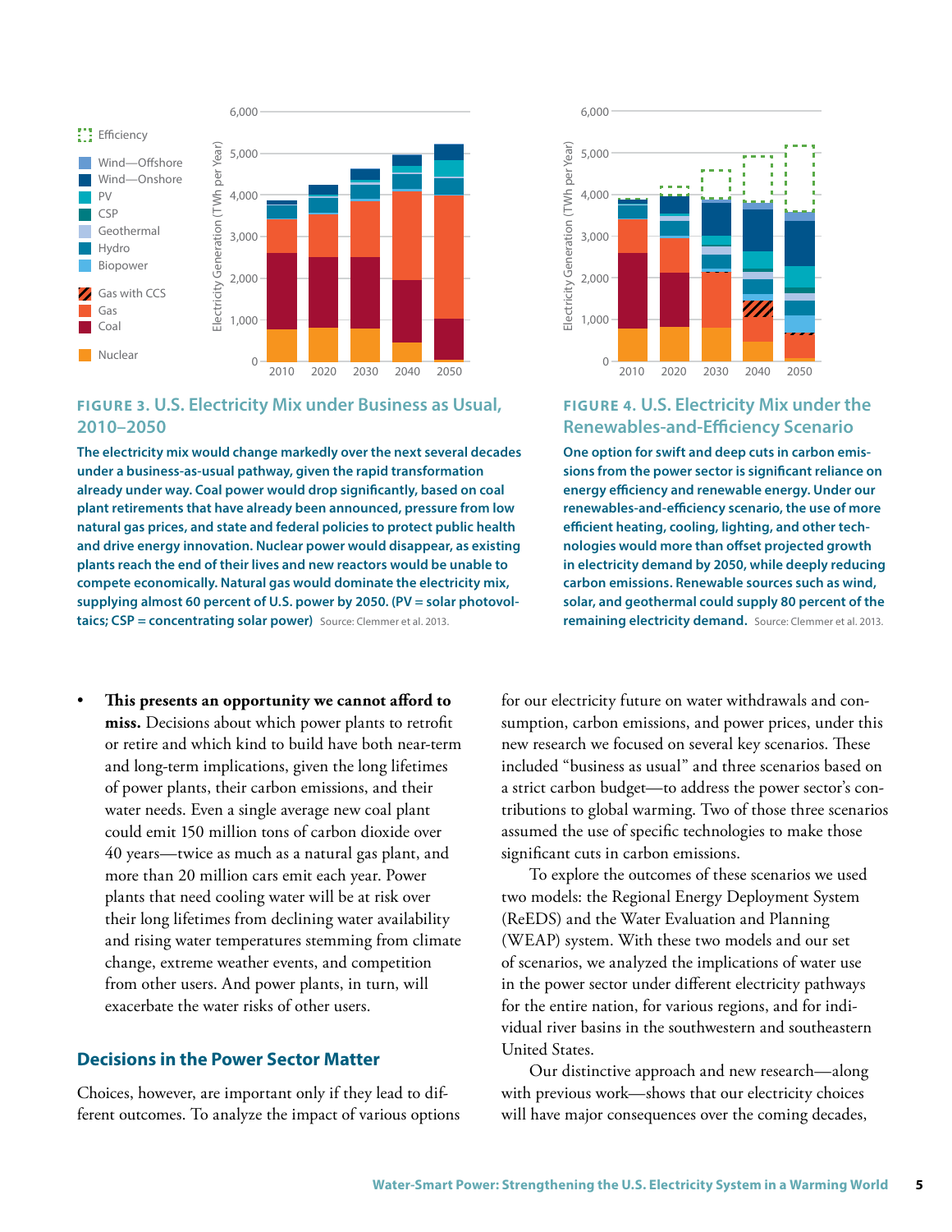**FIGURE 3.** U.S. Electricity Mix under Business as Usual, 2010–2050

**The electricity mix would change markedly over the next several decades under a business-as-usual pathway, given the rapid transformation already under way. Coal power would drop significantly, based on coal plant retirements that have already been announced, pressure from low natural gas prices, and state and federal policies to protect public health and drive energy innovation. Nuclear power would disappear, as existing plants reach the end of their lives and new reactors would be unable to compete economically. Natural gas would dominate the electricity mix, supplying almost 60 percent of U.S. power by 2050. (PV = solar photovoltaics; CSP = concentrating solar power)** Source: Clemmer et al. 2013.

**FIGURE 4.** U.S. Electricity Mix under the Renewables-and-Efficiency Scenario

**One option for swift and deep cuts in carbon emissions from the power sector is significant reliance on energy efficiency and renewable energy. Under our renewables-and-efficiency scenario, the use of more efficient heating, cooling, lighting, and other technologies would more than offset projected growth in electricity demand by 2050, while deeply reducing carbon emissions. Renewable sources such as wind, solar, and geothermal could supply 80 percent of the remaining electricity demand.** Source: Clemmer et al. 2013.

- **This presents an opportunity we cannot afford to miss.** Decisions about which power plants to retrofit or retire and which kind to build have both near-term and long-term implications, given the long lifetimes of power plants, their carbon emissions, and their water needs. Even a single average new coal plant could emit 150 million tons of carbon dioxide over 40 years—twice as much as a natural gas plant, and more than 20 million cars emit each year. Power plants that need cooling water will be at risk over their long lifetimes from declining water availability and rising water temperatures stemming from climate change, extreme weather events, and competition from other users. And power plants, in turn, will exacerbate the water risks of other users.

## Decisions in the Power Sector Matter

Choices, however, are important only if they lead to different outcomes. To analyze the impact of various options for our electricity future on water withdrawals and consumption, carbon emissions, and power prices, under this new research we focused on several key scenarios. These included "business as usual" and three scenarios based on a strict carbon budget—to address the power sector's contributions to global warming. Two of those three scenarios assumed the use of specific technologies to make those significant cuts in carbon emissions.

To explore the outcomes of these scenarios we used two models: the Regional Energy Deployment System (ReEDS) and the Water Evaluation and Planning (WEAP) system. With these two models and our set of scenarios, we analyzed the implications of water use in the power sector under different electricity pathways for the entire nation, for various regions, and for individual river basins in the southwestern and southeastern United States.

Our distinctive approach and new research—along with previous work—shows that our electricity choices will have major consequences over the coming decades,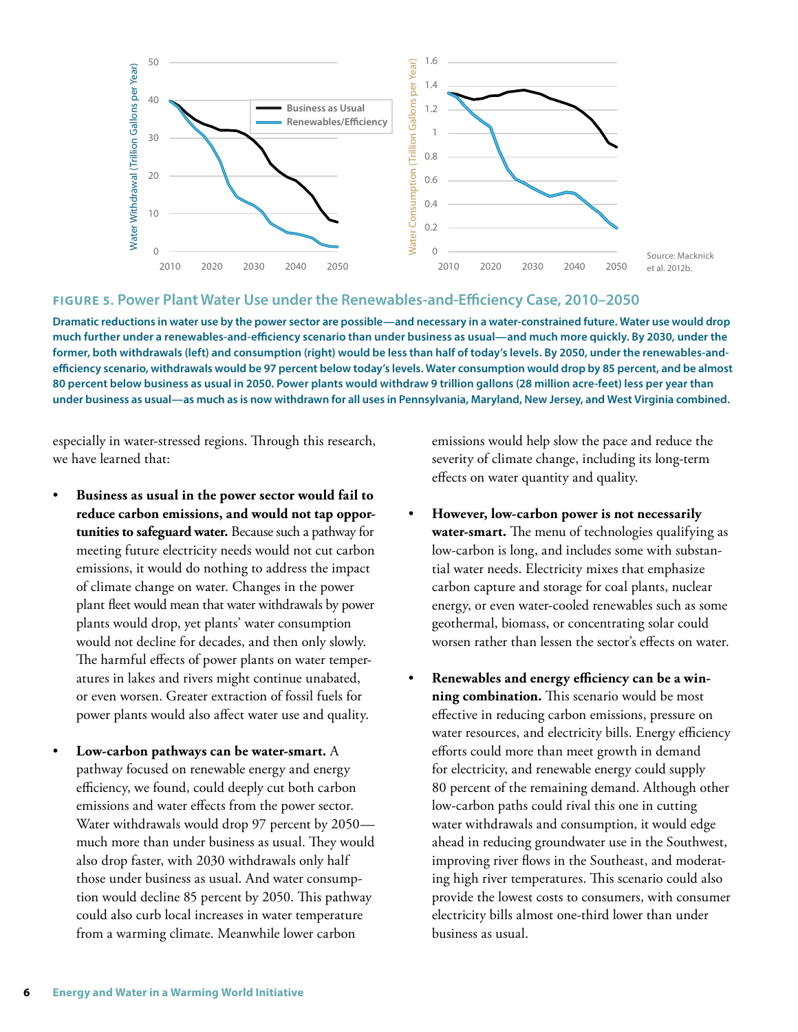Source: Macknick et al. 2012b.

**FIGURE 5. Power Plant Water Use under the Renewables-and-Efficiency Case, 2010–2050**

**Dramatic reductions in water use by the power sector are possible—and necessary in a water-constrained future. Water use would drop much further under a renewables-and-efficiency scenario than under business as usual—and much more quickly. By 2030, under the former, both withdrawals (left) and consumption (right) would be less than half of today's levels. By 2050, under the renewables-and-efficiency scenario, withdrawals would be 97 percent below today's levels. Water consumption would drop by 85 percent, and be almost 80 percent below business as usual in 2050. Power plants would withdraw 9 trillion gallons (28 million acre-feet) less per year than under business as usual—as much as is now withdrawn for all uses in Pennsylvania, Maryland, New Jersey, and West Virginia combined.**

especially in water-stressed regions. Through this research, we have learned that:

- **Business as usual in the power sector would fail to reduce carbon emissions, and would not tap opportunities to safeguard water.** Because such a pathway for meeting future electricity needs would not cut carbon emissions, it would do nothing to address the impact of climate change on water. Changes in the power plant fleet would mean that water withdrawals by power plants would drop, yet plants' water consumption would not decline for decades, and then only slowly. The harmful effects of power plants on water temperatures in lakes and rivers might continue unabated, or even worsen. Greater extraction of fossil fuels for power plants would also affect water use and quality.

- **Low-carbon pathways can be water-smart.** A pathway focused on renewable energy and energy efficiency, we found, could deeply cut both carbon emissions and water effects from the power sector. Water withdrawals would drop 97 percent by 2050—much more than under business as usual. They would also drop faster, with 2030 withdrawals only half those under business as usual. And water consumption would decline 85 percent by 2050. This pathway could also curb local increases in water temperature from a warming climate. Meanwhile lower carbon emissions would help slow the pace and reduce the severity of climate change, including its long-term effects on water quantity and quality.

- **However, low-carbon power is not necessarily water-smart.** The menu of technologies qualifying as low-carbon is long, and includes some with substantial water needs. Electricity mixes that emphasize carbon capture and storage for coal plants, nuclear energy, or even water-cooled renewables such as some geothermal, biomass, or concentrating solar could worsen rather than lessen the sector's effects on water.

- **Renewables and energy efficiency can be a winning combination.** This scenario would be most effective in reducing carbon emissions, pressure on water resources, and electricity bills. Energy efficiency efforts could more than meet growth in demand for electricity, and renewable energy could supply 80 percent of the remaining demand. Although other low-carbon paths could rival this one in cutting water withdrawals and consumption, it would edge ahead in reducing groundwater use in the Southwest, improving river flows in the Southeast, and moderating high river temperatures. This scenario could also provide the lowest costs to consumers, with consumer electricity bills almost one-third lower than under business as usual.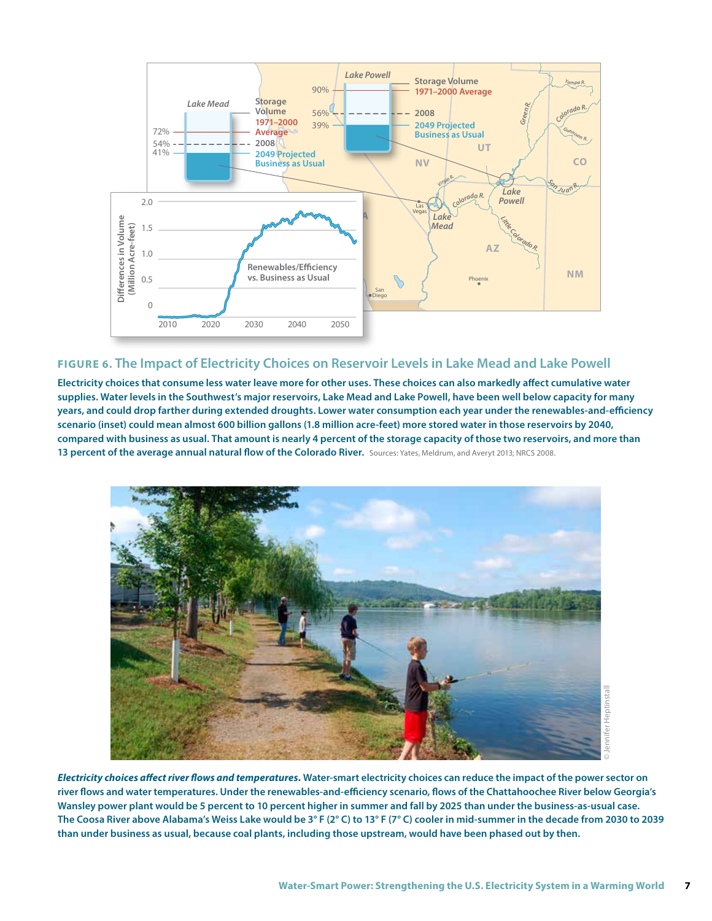**FIGURE 6. The Impact of Electricity Choices on Reservoir Levels in Lake Mead and Lake Powell**

**Electricity choices that consume less water leave more for other uses. These choices can also markedly affect cumulative water supplies. Water levels in the Southwest's major reservoirs, Lake Mead and Lake Powell, have been well below capacity for many years, and could drop farther during extended droughts. Lower water consumption each year under the renewables-and-efficiency scenario (inset) could mean almost 600 billion gallons (1.8 million acre-feet) more stored water in those reservoirs by 2040, compared with business as usual. That amount is nearly 4 percent of the storage capacity of those two reservoirs, and more than 13 percent of the average annual natural flow of the Colorado River.** Sources: Yates, Meldrum, and Averyt 2013; NRCS 2008.

***Electricity choices affect river flows and temperatures.* Water-smart electricity choices can reduce the impact of the power sector on river flows and water temperatures. Under the renewables-and-efficiency scenario, flows of the Chattahoochee River below Georgia's Wansley power plant would be 5 percent to 10 percent higher in summer and fall by 2025 than under the business-as-usual case. The Coosa River above Alabama's Weiss Lake would be 3° F (2° C) to 13° F (7° C) cooler in mid-summer in the decade from 2030 to 2039 than under business as usual, because coal plants, including those upstream, would have been phased out by then.**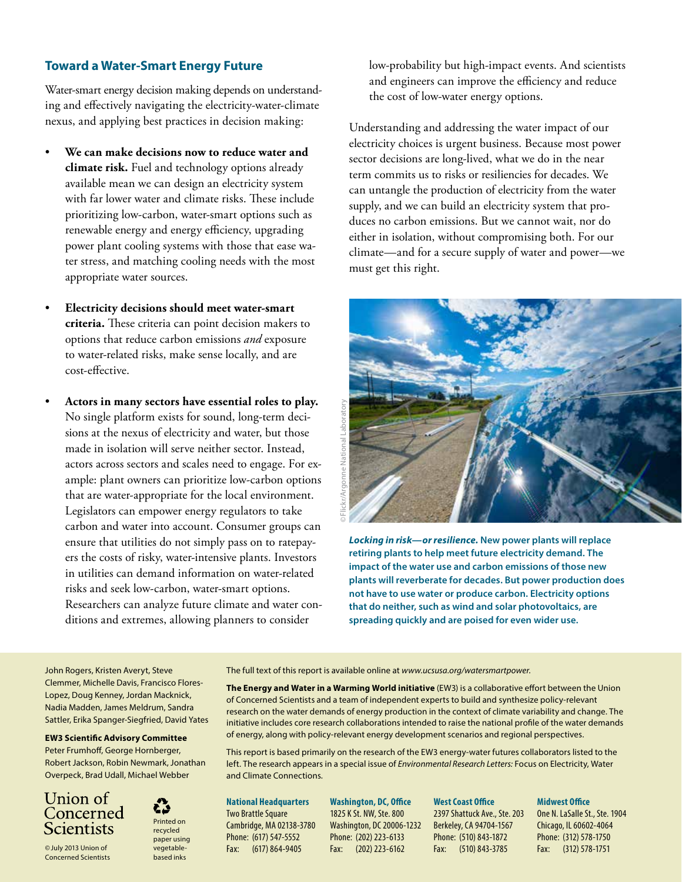## Toward a Water-Smart Energy Future

Water-smart energy decision making depends on understanding and effectively navigating the electricity-water-climate nexus, and applying best practices in decision making:

- **We can make decisions now to reduce water and climate risk.** Fuel and technology options already available mean we can design an electricity system with far lower water and climate risks. These include prioritizing low-carbon, water-smart options such as renewable energy and energy efficiency, upgrading power plant cooling systems with those that ease water stress, and matching cooling needs with the most appropriate water sources.
- **Electricity decisions should meet water-smart criteria.** These criteria can point decision makers to options that reduce carbon emissions *and* exposure to water-related risks, make sense locally, and are cost-effective.
- **Actors in many sectors have essential roles to play.** No single platform exists for sound, long-term decisions at the nexus of electricity and water, but those made in isolation will serve neither sector. Instead, actors across sectors and scales need to engage. For example: plant owners can prioritize low-carbon options that are water-appropriate for the local environment. Legislators can empower energy regulators to take carbon and water into account. Consumer groups can ensure that utilities do not simply pass on to ratepayers the costs of risky, water-intensive plants. Investors in utilities can demand information on water-related risks and seek low-carbon, water-smart options. Researchers can analyze future climate and water conditions and extremes, allowing planners to consider low-probability but high-impact events. And scientists and engineers can improve the efficiency and reduce the cost of low-water energy options.

Understanding and addressing the water impact of our electricity choices is urgent business. Because most power sector decisions are long-lived, what we do in the near term commits us to risks or resiliencies for decades. We can untangle the production of electricity from the water supply, and we can build an electricity system that produces no carbon emissions. But we cannot wait, nor do either in isolation, without compromising both. For our climate—and for a secure supply of water and power—we must get this right.

©Flickr/Argonne National Laboratory

***Locking in risk—or resilience.*** **New power plants will replace retiring plants to help meet future electricity demand. The impact of the water use and carbon emissions of those new plants will reverberate for decades. But power production does not have to use water or produce carbon. Electricity options that do neither, such as wind and solar photovoltaics, are spreading quickly and are poised for even wider use.**

John Rogers, Kristen Averyt, Steve Clemmer, Michelle Davis, Francisco Flores-Lopez, Doug Kenney, Jordan Macknick, Nadia Madden, James Meldrum, Sandra Sattler, Erika Spanger-Siegfried, David Yates

**EW3 Scientific Advisory Committee**
Peter Frumhoff, George Hornberger, Robert Jackson, Robin Newmark, Jonathan Overpeck, Brad Udall, Michael Webber

The full text of this report is available online at *www.ucsusa.org/watersmartpower.*

**The Energy and Water in a Warming World initiative** (EW3) is a collaborative effort between the Union of Concerned Scientists and a team of independent experts to build and synthesize policy-relevant research on the water demands of energy production in the context of climate variability and change. The initiative includes core research collaborations intended to raise the national profile of the water demands of energy, along with policy-relevant energy development scenarios and regional perspectives.

This report is based primarily on the research of the EW3 energy-water futures collaborators listed to the left. The research appears in a special issue of *Environmental Research Letters:* Focus on Electricity, Water and Climate Connections.

Union of Concerned Scientists

Printed on recycled paper using vegetable-based inks

© July 2013 Union of Concerned Scientists

**National Headquarters**
Two Brattle Square
Cambridge, MA 02138-3780
Phone: (617) 547-5552
Fax: (617) 864-9405

**Washington, DC, Office**
1825 K St. NW, Ste. 800
Washington, DC 20006-1232
Phone: (202) 223-6133
Fax: (202) 223-6162

**West Coast Office**
2397 Shattuck Ave., Ste. 203
Berkeley, CA 94704-1567
Phone: (510) 843-1872
Fax: (510) 843-3785

**Midwest Office**
One N. LaSalle St., Ste. 1904
Chicago, IL 60602-4064
Phone: (312) 578-1750
Fax: (312) 578-1751